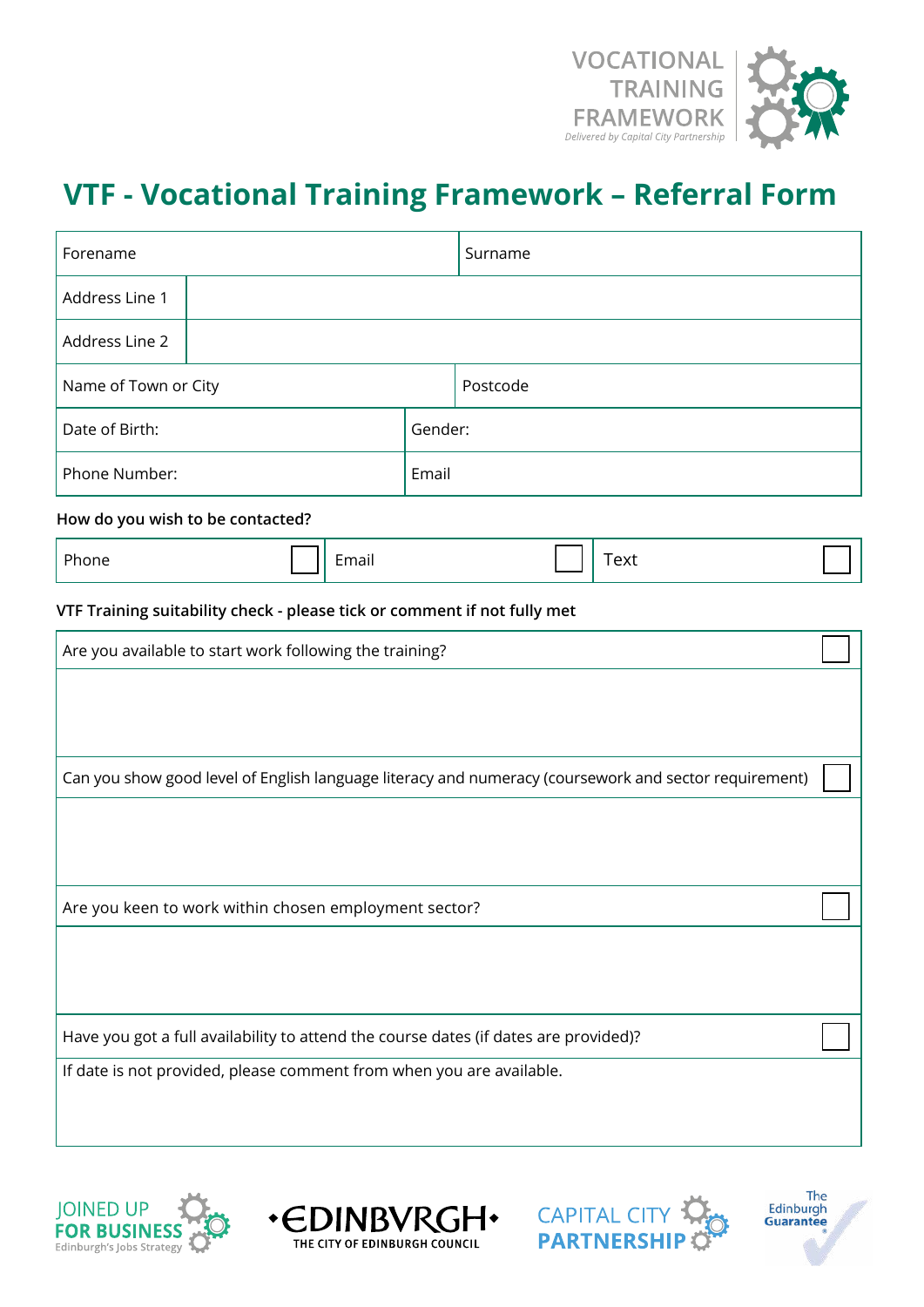VOCATIONAL TRAINING FRAMEWORK

*Delivered by Capital City Partnership*

# VTF - Vocational Training Framework – Referral Form

| Forename | | Surname | |
|---|---|---|---|
| Address Line 1 | | | |
| Address Line 2 | | | |
| Name of Town or City | | Postcode | |
| Date of Birth: | | Gender: | |
| Phone Number: | | Email | |

**How do you wish to be contacted?**

| Phone | ☐ | Email | ☐ | Text | ☐ |
|---|---|---|---|---|---|

**VTF Training suitability check - please tick or comment if not fully met**

| | |
|---|---|
| Are you available to start work following the training? | ☐ |
| | |
| Can you show good level of English language literacy and numeracy (coursework and sector requirement) | ☐ |
| | |
| Are you keen to work within chosen employment sector? | ☐ |
| | |
| Have you got a full availability to attend the course dates (if dates are provided)? | ☐ |
| If date is not provided, please comment from when you are available. | |

JOINED UP FOR BUSINESS – Edinburgh's Jobs Strategy

EDINBVRGH – THE CITY OF EDINBURGH COUNCIL

CAPITAL CITY PARTNERSHIP

The Edinburgh Guarantee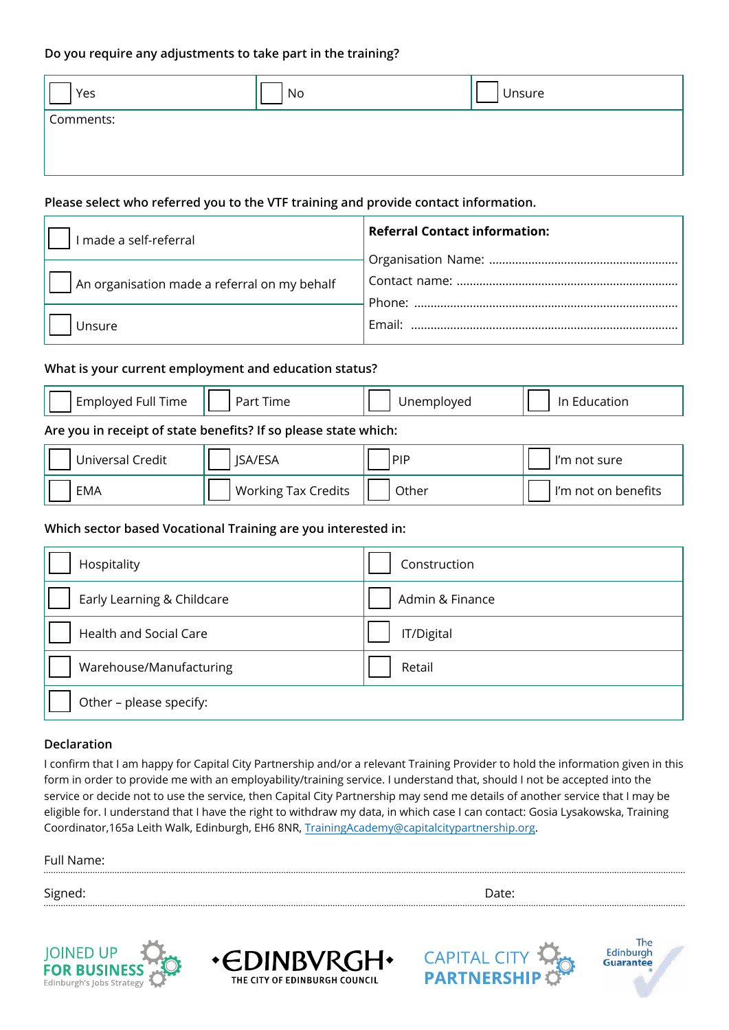**Do you require any adjustments to take part in the training?**

| | | |
|---|---|---|
| ☐ Yes | ☐ No | ☐ Unsure |
| Comments: | | |

**Please select who referred you to the VTF training and provide contact information.**

| | |
|---|---|
| ☐ I made a self-referral | **Referral Contact information:** |
| ☐ An organisation made a referral on my behalf | Organisation Name: ........................................................<br>Contact name: ...................................................................<br>Phone: ...............................................................................<br>Email: ................................................................................ |
| ☐ Unsure | |

**What is your current employment and education status?**

| | | | |
|---|---|---|---|
| ☐ Employed Full Time | ☐ Part Time | ☐ Unemployed | ☐ In Education |

**Are you in receipt of state benefits? If so please state which:**

| | | | |
|---|---|---|---|
| ☐ Universal Credit | ☐ JSA/ESA | ☐ PIP | ☐ I'm not sure |
| ☐ EMA | ☐ Working Tax Credits | ☐ Other | ☐ I'm not on benefits |

**Which sector based Vocational Training are you interested in:**

| | |
|---|---|
| ☐ Hospitality | ☐ Construction |
| ☐ Early Learning & Childcare | ☐ Admin & Finance |
| ☐ Health and Social Care | ☐ IT/Digital |
| ☐ Warehouse/Manufacturing | ☐ Retail |
| ☐ Other – please specify: | |

**Declaration**

I confirm that I am happy for Capital City Partnership and/or a relevant Training Provider to hold the information given in this form in order to provide me with an employability/training service. I understand that, should I not be accepted into the service or decide not to use the service, then Capital City Partnership may send me details of another service that I may be eligible for. I understand that I have the right to withdraw my data, in which case I can contact: Gosia Lysakowska, Training Coordinator,165a Leith Walk, Edinburgh, EH6 8NR, TrainingAcademy@capitalcitypartnership.org.

Full Name: ..........................................................................................................................

Signed: .......................................................................... Date: ..........................................

JOINED UP FOR BUSINESS Edinburgh's Jobs Strategy

EDINBVRGH THE CITY OF EDINBURGH COUNCIL

CAPITAL CITY PARTNERSHIP

The Edinburgh Guarantee